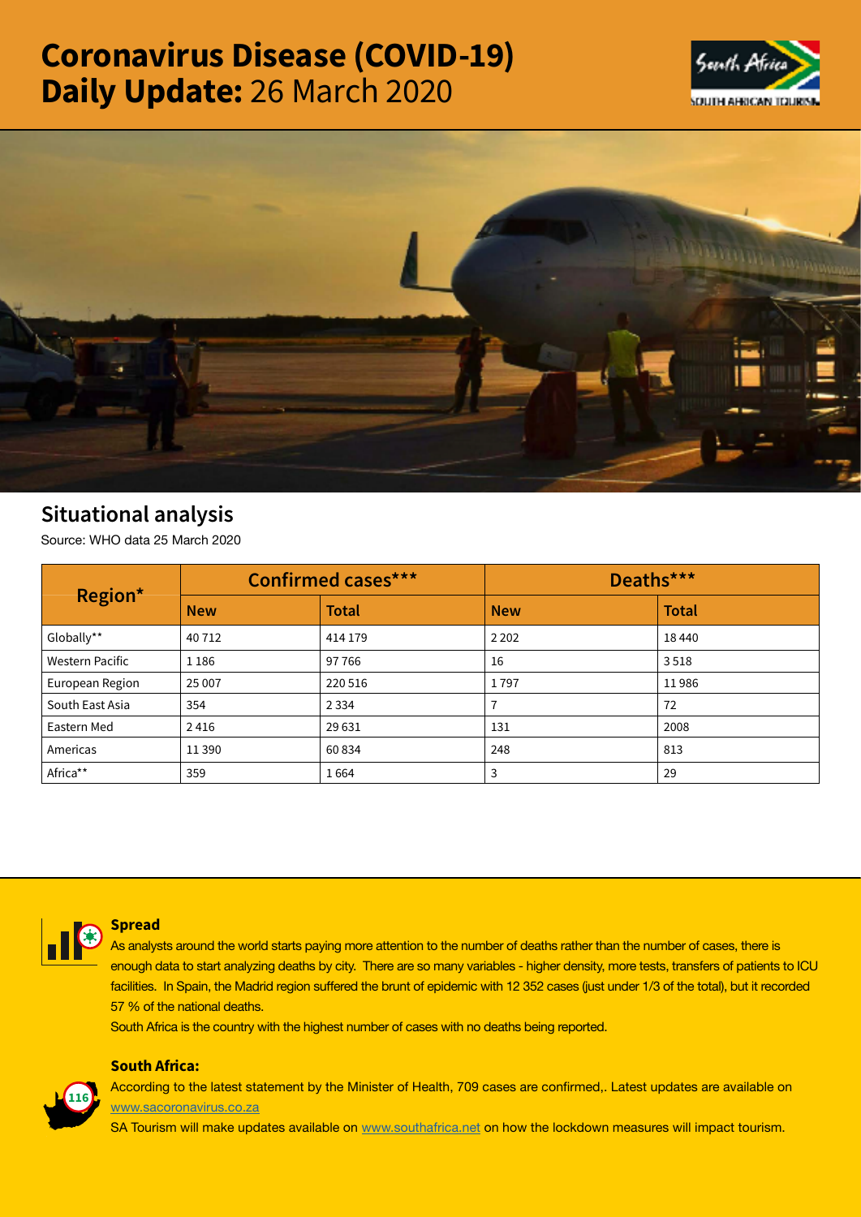# Coronavirus Disease (COVID-19) Daily Update: 26 March 2020

## Situational analysis

Source: WHO data 25 March 2020

| Region* | Confirmed cases*** | | Deaths*** | |
|---|---|---|---|---|
| | **New** | **Total** | **New** | **Total** |
| Globally** | 40 712 | 414 179 | 2 202 | 18 440 |
| Western Pacific | 1 186 | 97 766 | 16 | 3 518 |
| European Region | 25 007 | 220 516 | 1 797 | 11 986 |
| South East Asia | 354 | 2 334 | 7 | 72 |
| Eastern Med | 2 416 | 29 631 | 131 | 2008 |
| Americas | 11 390 | 60 834 | 248 | 813 |
| Africa** | 359 | 1 664 | 3 | 29 |

### Spread

As analysts around the world starts paying more attention to the number of deaths rather than the number of cases, there is enough data to start analyzing deaths by city. There are so many variables - higher density, more tests, transfers of patients to ICU facilities. In Spain, the Madrid region suffered the brunt of epidemic with 12 352 cases (just under 1/3 of the total), but it recorded 57 % of the national deaths.

South Africa is the country with the highest number of cases with no deaths being reported.

### South Africa:

According to the latest statement by the Minister of Health, 709 cases are confirmed,. Latest updates are available on www.sacoronavirus.co.za

SA Tourism will make updates available on www.southafrica.net on how the lockdown measures will impact tourism.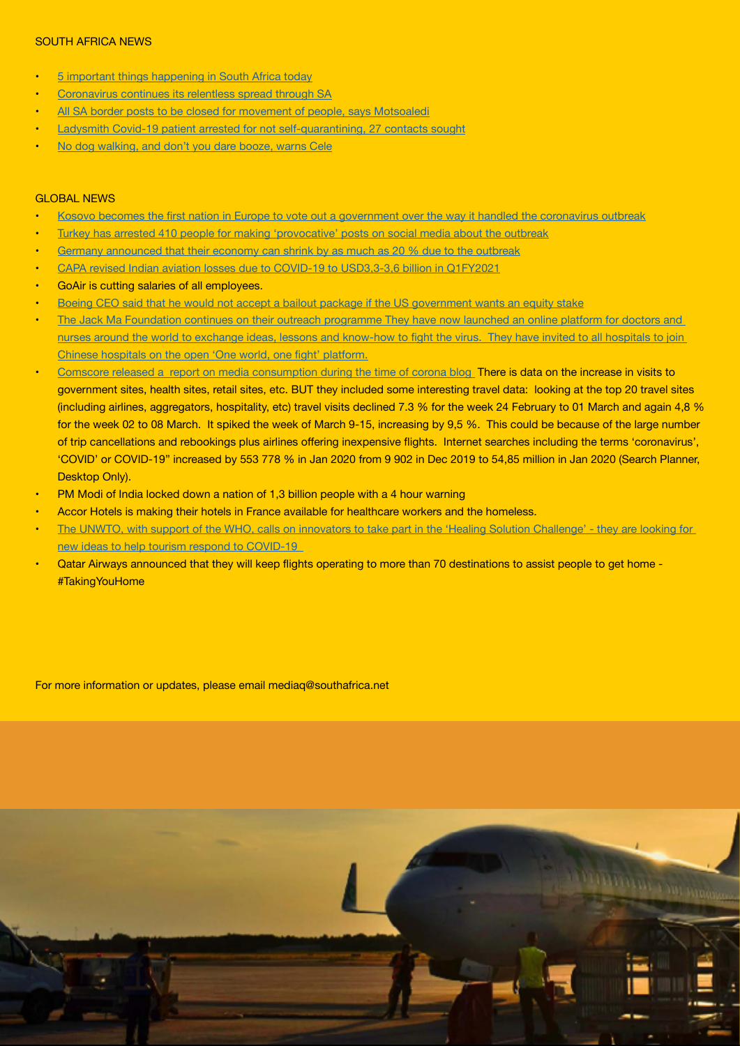SOUTH AFRICA NEWS

- 5 important things happening in South Africa today
- Coronavirus continues its relentless spread through SA
- All SA border posts to be closed for movement of people, says Motsoaledi
- Ladysmith Covid-19 patient arrested for not self-quarantining, 27 contacts sought
- No dog walking, and don't you dare booze, warns Cele

GLOBAL NEWS

- Kosovo becomes the first nation in Europe to vote out a government over the way it handled the coronavirus outbreak
- Turkey has arrested 410 people for making 'provocative' posts on social media about the outbreak
- Germany announced that their economy can shrink by as much as 20 % due to the outbreak
- CAPA revised Indian aviation losses due to COVID-19 to USD3,3-3,6 billion in Q1FY2021
- GoAir is cutting salaries of all employees.
- Boeing CEO said that he would not accept a bailout package if the US government wants an equity stake
- The Jack Ma Foundation continues on their outreach programme They have now launched an online platform for doctors and nurses around the world to exchange ideas, lessons and know-how to fight the virus. They have invited to all hospitals to join Chinese hospitals on the open 'One world, one fight' platform.
- Comscore released a report on media consumption during the time of corona blog There is data on the increase in visits to government sites, health sites, retail sites, etc. BUT they included some interesting travel data: looking at the top 20 travel sites (including airlines, aggregators, hospitality, etc) travel visits declined 7.3 % for the week 24 February to 01 March and again 4,8 % for the week 02 to 08 March. It spiked the week of March 9-15, increasing by 9,5 %. This could be because of the large number of trip cancellations and rebookings plus airlines offering inexpensive flights. Internet searches including the terms 'coronavirus', 'COVID' or COVID-19" increased by 553 778 % in Jan 2020 from 9 902 in Dec 2019 to 54,85 million in Jan 2020 (Search Planner, Desktop Only).
- PM Modi of India locked down a nation of 1,3 billion people with a 4 hour warning
- Accor Hotels is making their hotels in France available for healthcare workers and the homeless.
- The UNWTO, with support of the WHO, calls on innovators to take part in the 'Healing Solution Challenge' - they are looking for new ideas to help tourism respond to COVID-19
- Qatar Airways announced that they will keep flights operating to more than 70 destinations to assist people to get home - #TakingYouHome

For more information or updates, please email mediaq@southafrica.net